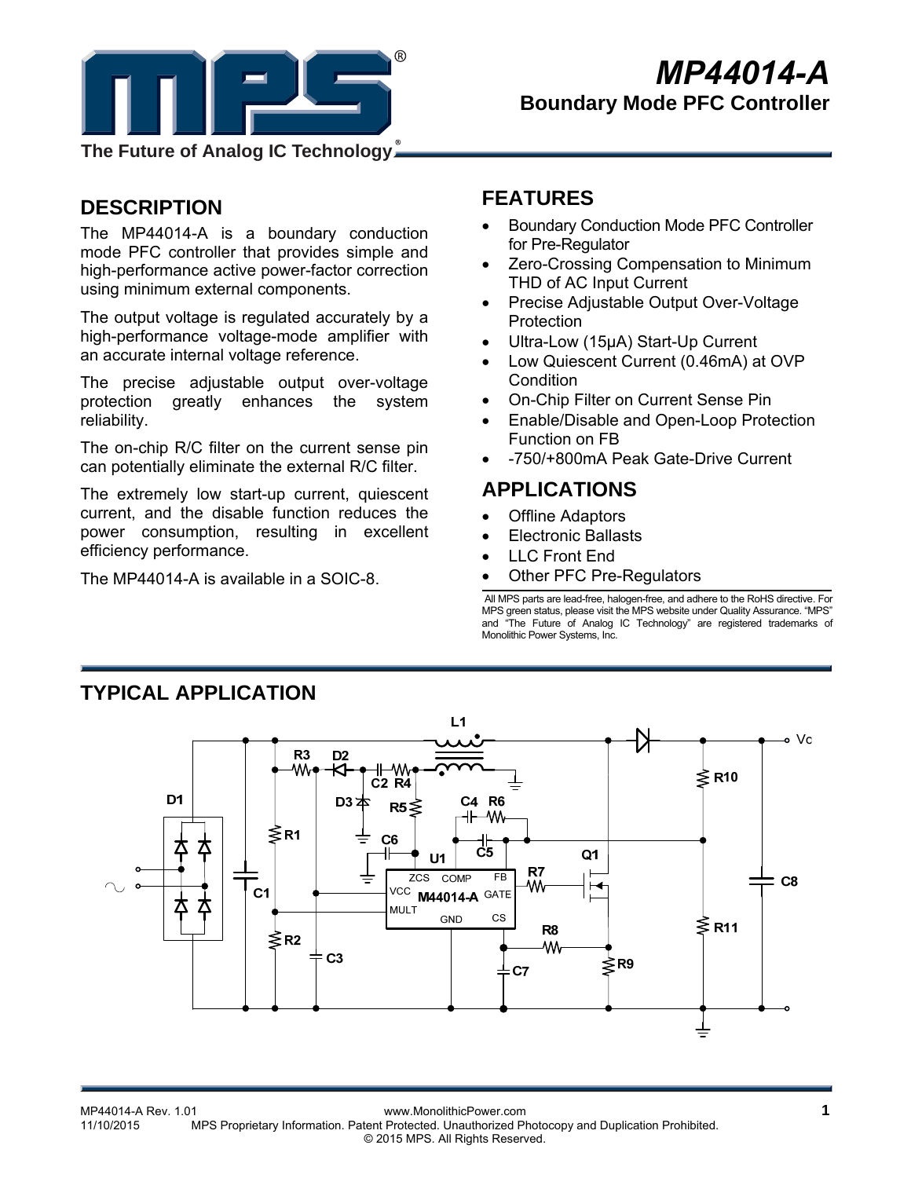# MP44014-A

## Boundary Mode PFC Controller

The Future of Analog IC Technology

## DESCRIPTION

The MP44014-A is a boundary conduction mode PFC controller that provides simple and high-performance active power-factor correction using minimum external components.

The output voltage is regulated accurately by a high-performance voltage-mode amplifier with an accurate internal voltage reference.

The precise adjustable output over-voltage protection greatly enhances the system reliability.

The on-chip R/C filter on the current sense pin can potentially eliminate the external R/C filter.

The extremely low start-up current, quiescent current, and the disable function reduces the power consumption, resulting in excellent efficiency performance.

The MP44014-A is available in a SOIC-8.

## FEATURES

- Boundary Conduction Mode PFC Controller for Pre-Regulator
- Zero-Crossing Compensation to Minimum THD of AC Input Current
- Precise Adjustable Output Over-Voltage Protection
- Ultra-Low (15µA) Start-Up Current
- Low Quiescent Current (0.46mA) at OVP Condition
- On-Chip Filter on Current Sense Pin
- Enable/Disable and Open-Loop Protection Function on FB
- -750/+800mA Peak Gate-Drive Current

## APPLICATIONS

- Offline Adaptors
- Electronic Ballasts
- LLC Front End
- Other PFC Pre-Regulators

All MPS parts are lead-free, halogen-free, and adhere to the RoHS directive. For MPS green status, please visit the MPS website under Quality Assurance. "MPS" and "The Future of Analog IC Technology" are registered trademarks of Monolithic Power Systems, Inc.

## TYPICAL APPLICATION

L1
R3 D2
C2 R4
D1
D3
R5
C4 R6
R10
R1
C6
C5
U1
Q1
ZCS COMP FB
R7
VCC
M44014-A
GATE
C8
C1
MULT
GND CS
R8
R11
R2
C3
C7
R9
Vc

MP44014-A Rev. 1.01
11/10/2015
www.MonolithicPower.com
MPS Proprietary Information. Patent Protected. Unauthorized Photocopy and Duplication Prohibited.
© 2015 MPS. All Rights Reserved.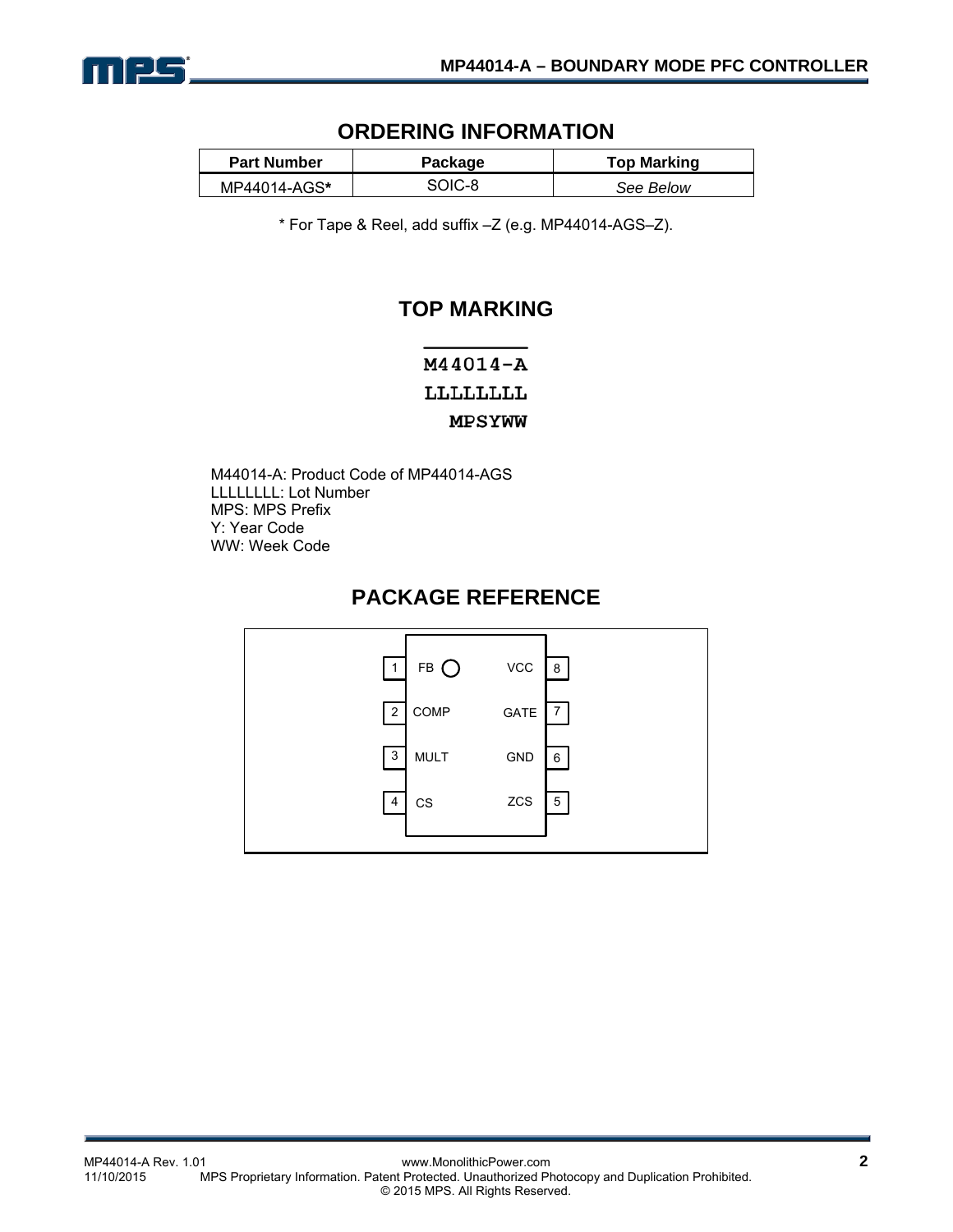## ORDERING INFORMATION

| Part Number | Package | Top Marking |
|---|---|---|
| MP44014-AGS* | SOIC-8 | *See Below* |

* For Tape & Reel, add suffix –Z (e.g. MP44014-AGS–Z).

## TOP MARKING

M44014-A
LLLLLLLL
MPSYWW

M44014-A: Product Code of MP44014-AGS
LLLLLLLL: Lot Number
MPS: MPS Prefix
Y: Year Code
WW: Week Code

## PACKAGE REFERENCE

| Pin | Name | Name | Pin |
|---|---|---|---|
| 1 | FB | VCC | 8 |
| 2 | COMP | GATE | 7 |
| 3 | MULT | GND | 6 |
| 4 | CS | ZCS | 5 |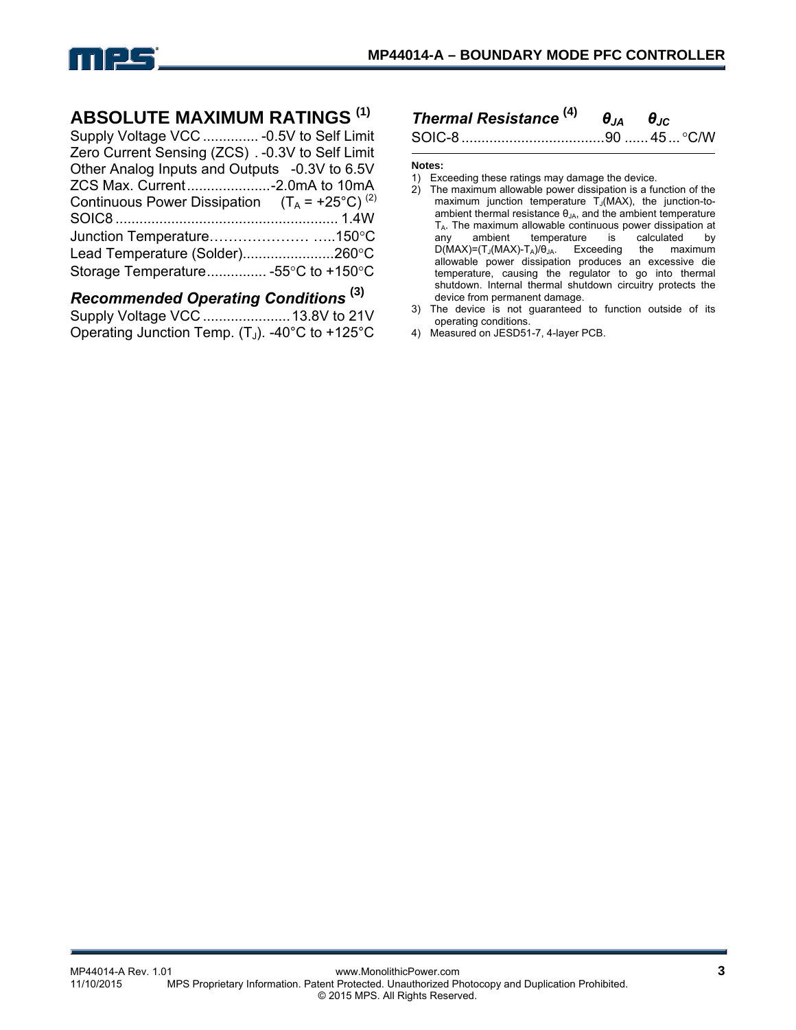## ABSOLUTE MAXIMUM RATINGS [1]

Supply Voltage VCC .............. -0.5V to Self Limit
Zero Current Sensing (ZCS) . -0.3V to Self Limit
Other Analog Inputs and Outputs -0.3V to 6.5V
ZCS Max. Current .....................-2.0mA to 10mA
Continuous Power Dissipation ($T_A$ = +25°C) [2]
SOIC8 ....................................................... 1.4W
Junction Temperature……………….. …..150°C
Lead Temperature (Solder).......................260°C
Storage Temperature............... -55°C to +150°C

### *Recommended Operating Conditions* [3]

Supply Voltage VCC ......................13.8V to 21V
Operating Junction Temp. ($T_J$). -40°C to +125°C

### *Thermal Resistance* [4]

| | $\theta_{JA}$ | $\theta_{JC}$ | |
|---|---|---|---|
| SOIC-8 | 90 | 45 | °C/W |

**Notes:**

1) Exceeding these ratings may damage the device.
2) The maximum allowable power dissipation is a function of the maximum junction temperature $T_J$(MAX), the junction-to-ambient thermal resistance $\theta_{JA}$, and the ambient temperature $T_A$. The maximum allowable continuous power dissipation at any ambient temperature is calculated by $D(MAX)=(T_J(MAX)-T_A)/\theta_{JA}$. Exceeding the maximum allowable power dissipation produces an excessive die temperature, causing the regulator to go into thermal shutdown. Internal thermal shutdown circuitry protects the device from permanent damage.
3) The device is not guaranteed to function outside of its operating conditions.
4) Measured on JESD51-7, 4-layer PCB.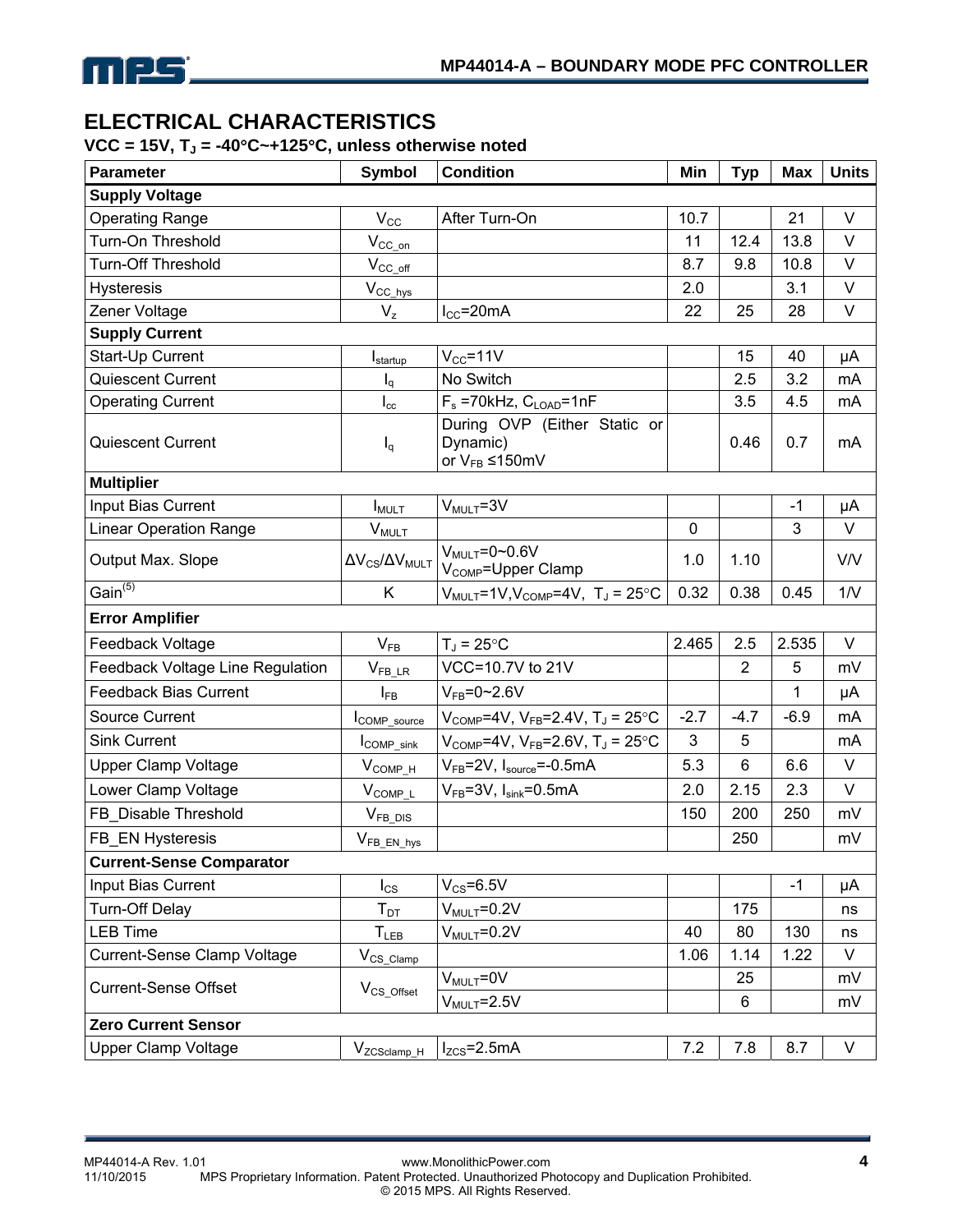## ELECTRICAL CHARACTERISTICS

**VCC = 15V, $T_J$ = -40°C~+125°C, unless otherwise noted**

| Parameter | Symbol | Condition | Min | Typ | Max | Units |
|---|---|---|---|---|---|---|
| **Supply Voltage** | | | | | | |
| Operating Range | $V_{CC}$ | After Turn-On | 10.7 | | 21 | V |
| Turn-On Threshold | $V_{CC\_on}$ | | 11 | 12.4 | 13.8 | V |
| Turn-Off Threshold | $V_{CC\_off}$ | | 8.7 | 9.8 | 10.8 | V |
| Hysteresis | $V_{CC\_hys}$ | | 2.0 | | 3.1 | V |
| Zener Voltage | $V_z$ | $I_{CC}$=20mA | 22 | 25 | 28 | V |
| **Supply Current** | | | | | | |
| Start-Up Current | $I_{startup}$ | $V_{CC}$=11V | | 15 | 40 | μA |
| Quiescent Current | $I_q$ | No Switch | | 2.5 | 3.2 | mA |
| Operating Current | $I_{cc}$ | $F_s$ =70kHz, $C_{LOAD}$=1nF | | 3.5 | 4.5 | mA |
| Quiescent Current | $I_q$ | During OVP (Either Static or Dynamic) or $V_{FB}$ ≤150mV | | 0.46 | 0.7 | mA |
| **Multiplier** | | | | | | |
| Input Bias Current | $I_{MULT}$ | $V_{MULT}$=3V | | | -1 | μA |
| Linear Operation Range | $V_{MULT}$ | | 0 | | 3 | V |
| Output Max. Slope | $\Delta V_{CS}/\Delta V_{MULT}$ | $V_{MULT}$=0~0.6V $V_{COMP}$=Upper Clamp | 1.0 | 1.10 | | V/V |
| Gain[5] | K | $V_{MULT}$=1V,$V_{COMP}$=4V, $T_J$ = 25°C | 0.32 | 0.38 | 0.45 | 1/V |
| **Error Amplifier** | | | | | | |
| Feedback Voltage | $V_{FB}$ | $T_J$ = 25°C | 2.465 | 2.5 | 2.535 | V |
| Feedback Voltage Line Regulation | $V_{FB\_LR}$ | VCC=10.7V to 21V | | 2 | 5 | mV |
| Feedback Bias Current | $I_{FB}$ | $V_{FB}$=0~2.6V | | | 1 | μA |
| Source Current | $I_{COMP\_source}$ | $V_{COMP}$=4V, $V_{FB}$=2.4V, $T_J$ = 25°C | -2.7 | -4.7 | -6.9 | mA |
| Sink Current | $I_{COMP\_sink}$ | $V_{COMP}$=4V, $V_{FB}$=2.6V, $T_J$ = 25°C | 3 | 5 | | mA |
| Upper Clamp Voltage | $V_{COMP\_H}$ | $V_{FB}$=2V, $I_{source}$=-0.5mA | 5.3 | 6 | 6.6 | V |
| Lower Clamp Voltage | $V_{COMP\_L}$ | $V_{FB}$=3V, $I_{sink}$=0.5mA | 2.0 | 2.15 | 2.3 | V |
| FB_Disable Threshold | $V_{FB\_DIS}$ | | 150 | 200 | 250 | mV |
| FB_EN Hysteresis | $V_{FB\_EN\_hys}$ | | | 250 | | mV |
| **Current-Sense Comparator** | | | | | | |
| Input Bias Current | $I_{CS}$ | $V_{CS}$=6.5V | | | -1 | μA |
| Turn-Off Delay | $T_{DT}$ | $V_{MULT}$=0.2V | | 175 | | ns |
| LEB Time | $T_{LEB}$ | $V_{MULT}$=0.2V | 40 | 80 | 130 | ns |
| Current-Sense Clamp Voltage | $V_{CS\_Clamp}$ | | 1.06 | 1.14 | 1.22 | V |
| Current-Sense Offset | $V_{CS\_Offset}$ | $V_{MULT}$=0V | | 25 | | mV |
| | | $V_{MULT}$=2.5V | | 6 | | mV |
| **Zero Current Sensor** | | | | | | |
| Upper Clamp Voltage | $V_{ZCSclamp\_H}$ | $I_{ZCS}$=2.5mA | 7.2 | 7.8 | 8.7 | V |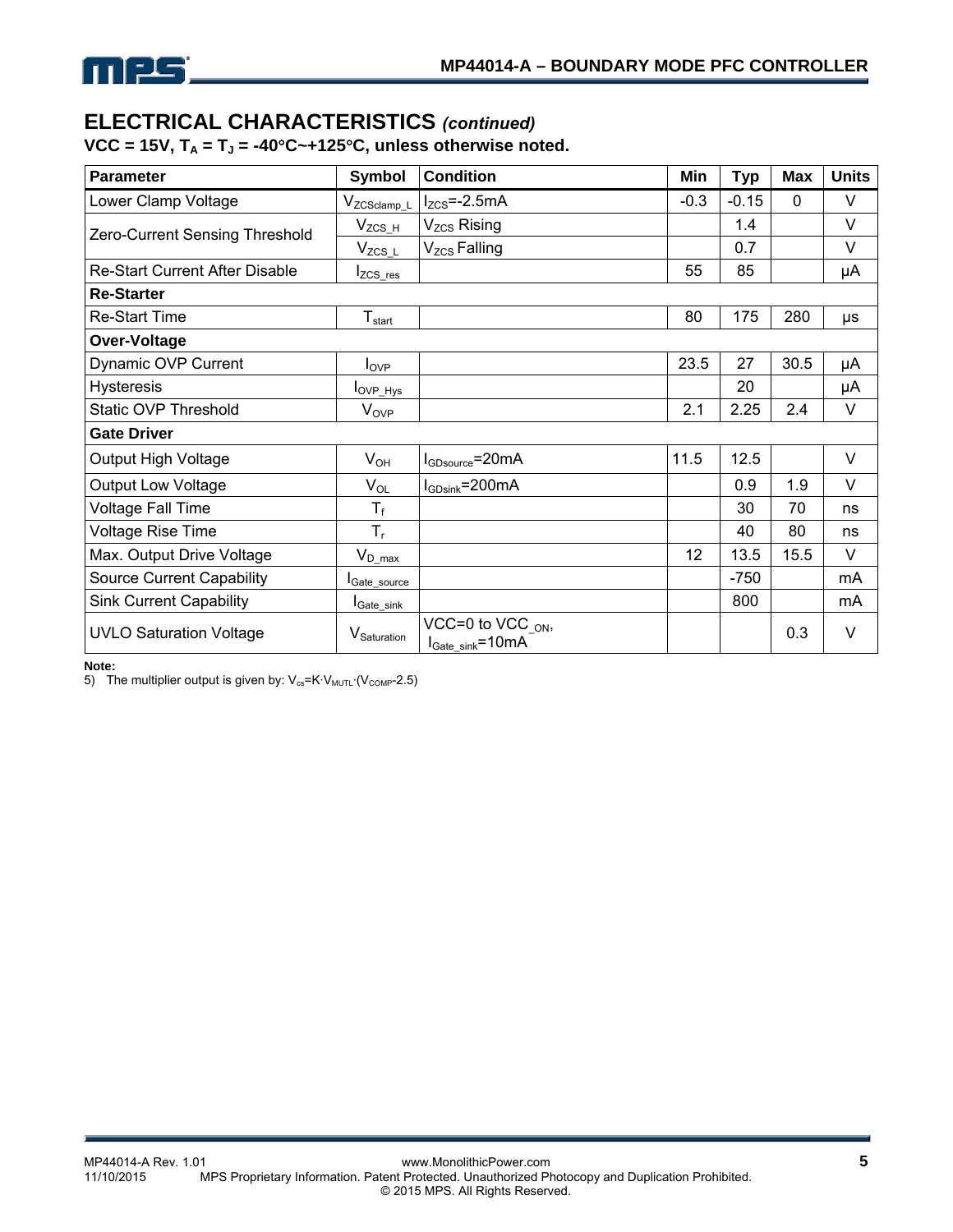## ELECTRICAL CHARACTERISTICS *(continued)*

**VCC = 15V, $T_A$ = $T_J$ = -40°C~+125°C, unless otherwise noted.**

| Parameter | Symbol | Condition | Min | Typ | Max | Units |
|---|---|---|---|---|---|---|
| Lower Clamp Voltage | $V_{ZCSclamp\_L}$ | $I_{ZCS}$=-2.5mA | -0.3 | -0.15 | 0 | V |
| Zero-Current Sensing Threshold | $V_{ZCS\_H}$ | $V_{ZCS}$ Rising | | 1.4 | | V |
| | $V_{ZCS\_L}$ | $V_{ZCS}$ Falling | | 0.7 | | V |
| Re-Start Current After Disable | $I_{ZCS\_res}$ | | 55 | 85 | | μA |
| **Re-Starter** | | | | | | |
| Re-Start Time | $T_{start}$ | | 80 | 175 | 280 | μs |
| **Over-Voltage** | | | | | | |
| Dynamic OVP Current | $I_{OVP}$ | | 23.5 | 27 | 30.5 | μA |
| Hysteresis | $I_{OVP\_Hys}$ | | | 20 | | μA |
| Static OVP Threshold | $V_{OVP}$ | | 2.1 | 2.25 | 2.4 | V |
| **Gate Driver** | | | | | | |
| Output High Voltage | $V_{OH}$ | $I_{GDsource}$=20mA | 11.5 | 12.5 | | V |
| Output Low Voltage | $V_{OL}$ | $I_{GDsink}$=200mA | | 0.9 | 1.9 | V |
| Voltage Fall Time | $T_f$ | | | 30 | 70 | ns |
| Voltage Rise Time | $T_r$ | | | 40 | 80 | ns |
| Max. Output Drive Voltage | $V_{D\_max}$ | | 12 | 13.5 | 15.5 | V |
| Source Current Capability | $I_{Gate\_source}$ | | | -750 | | mA |
| Sink Current Capability | $I_{Gate\_sink}$ | | | 800 | | mA |
| UVLO Saturation Voltage | $V_{Saturation}$ | VCC=0 to $VCC_{\_ON}$, $I_{Gate\_sink}$=10mA | | | 0.3 | V |

**Note:**

5) The multiplier output is given by: $V_{cs}=K \cdot V_{MUTL} \cdot (V_{COMP}-2.5)$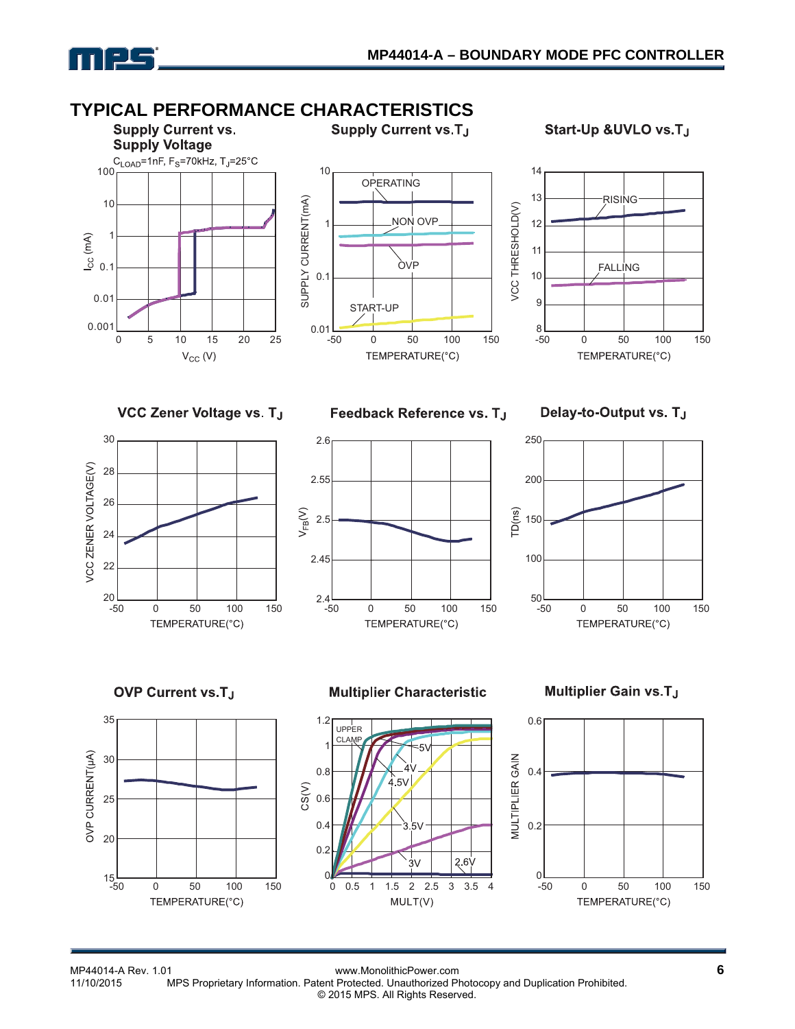## TYPICAL PERFORMANCE CHARACTERISTICS

**Supply Current vs. Supply Voltage**

$C_{LOAD}$=1nF, $F_S$=70kHz, $T_J$=25°C

$I_{CC}$ (mA)

100
10
1
0.1
0.01
0.001

0 5 10 15 20 25

$V_{CC}$ (V)

**Supply Current vs. $T_J$**

SUPPLY CURRENT(mA)

10
1
0.1
0.01

OPERATING
NON OVP
OVP
START-UP

-50 0 50 100 150

TEMPERATURE(°C)

**Start-Up &UVLO vs. $T_J$**

VCC THRESHOLD(V)

14
13
12
11
10
9
8

RISING
FALLING

-50 0 50 100 150

TEMPERATURE(°C)

**VCC Zener Voltage vs. $T_J$**

VCC ZENER VOLTAGE(V)

30
28
26
24
22
20

-50 0 50 100 150

TEMPERATURE(°C)

**Feedback Reference vs. $T_J$**

$V_{FB}$(V)

2.6
2.55
2.5
2.45
2.4

-50 0 50 100 150

TEMPERATURE(°C)

**Delay-to-Output vs. $T_J$**

TD(ns)

250
200
150
100
50

-50 0 50 100 150

TEMPERATURE(°C)

**OVP Current vs. $T_J$**

OVP CURRENT(µA)

35
30
25
20
15

-50 0 50 100 150

TEMPERATURE(°C)

**Multiplier Characteristic**

CS(V)

1.2
1
0.8
0.6
0.4
0.2
0

UPPER CLAMP
5V
4V
4.5V
3.5V
3V
2.6V

0 0.5 1 1.5 2 2.5 3 3.5 4

MULT(V)

**Multiplier Gain vs. $T_J$**

MULTIPLIER GAIN

0.6
0.4
0.2
0

-50 0 50 100 150

TEMPERATURE(°C)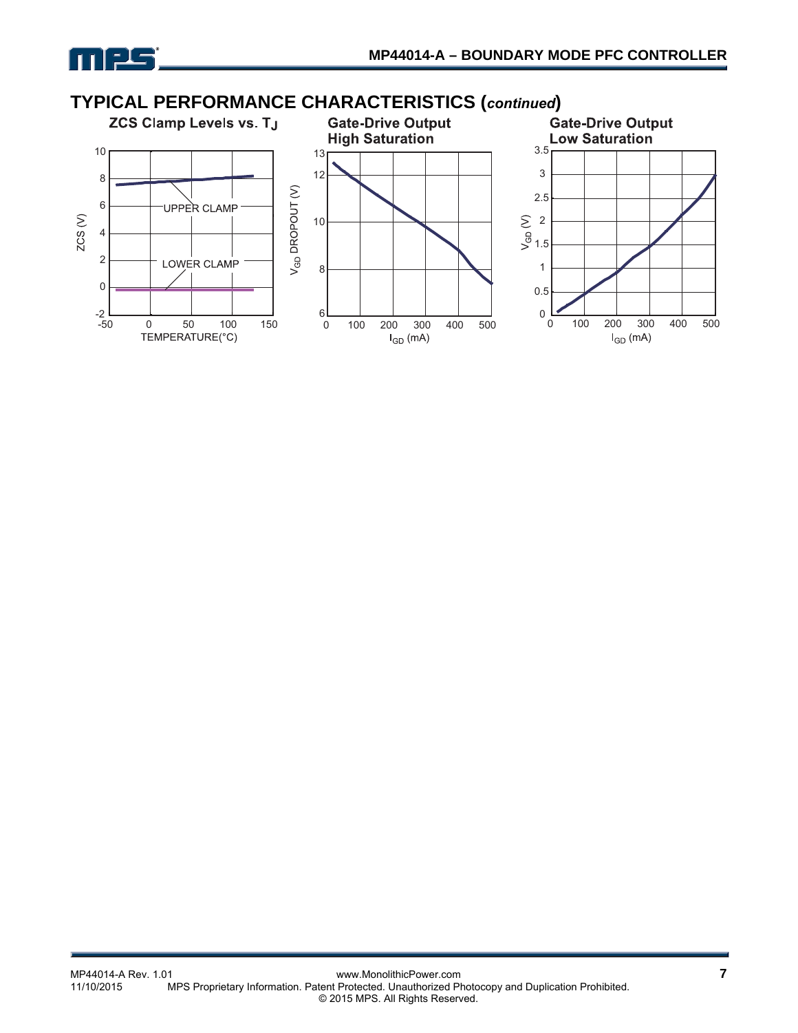## TYPICAL PERFORMANCE CHARACTERISTICS (*continued*)

ZCS Clamp Levels vs. $T_J$

ZCS (V)

10
8
6
4
2
0
-2

UPPER CLAMP

LOWER CLAMP

-50 0 50 100 150

TEMPERATURE(°C)

Gate-Drive Output High Saturation

$V_{GD}$ DROPOUT (V)

13
12
10
8
6

0 100 200 300 400 500

$I_{GD}$ (mA)

Gate-Drive Output Low Saturation

$V_{GD}$ (V)

3.5
3
2.5
2
1.5
1
0.5
0

0 100 200 300 400 500

$I_{GD}$ (mA)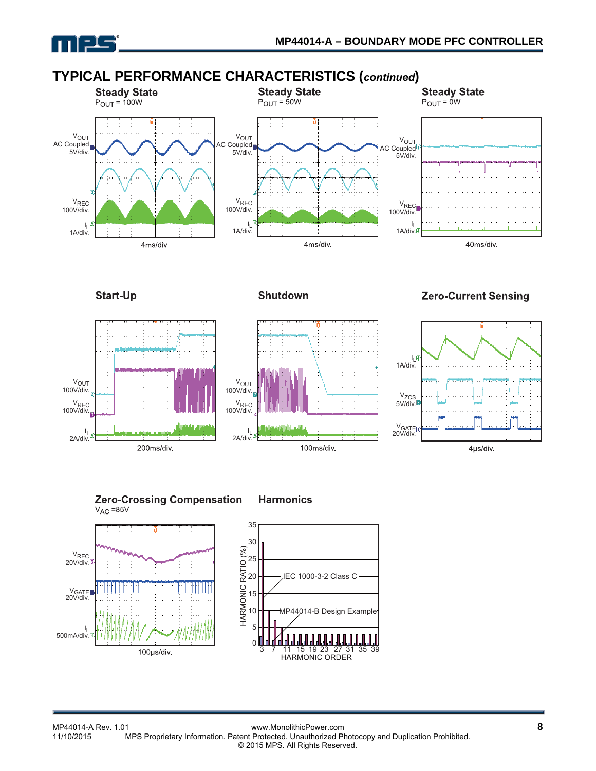## TYPICAL PERFORMANCE CHARACTERISTICS (*continued*)

**Steady State**

$P_{OUT}$ = 100W

$V_{OUT}$ AC Coupled 5V/div.

$V_{REC}$ 100V/div.

$I_L$ 1A/div.

4ms/div.

**Steady State**

$P_{OUT}$ = 50W

$V_{OUT}$ AC Coupled 5V/div.

$V_{REC}$ 100V/div.

$I_L$ 1A/div.

4ms/div.

**Steady State**

$P_{OUT}$ = 0W

$V_{OUT}$ AC Coupled 5V/div.

$V_{REC}$ 100V/div.

$I_L$ 1A/div.

40ms/div.

**Start-Up**

$V_{OUT}$ 100V/div.

$V_{REC}$ 100V/div.

$I_L$ 2A/div.

200ms/div.

**Shutdown**

$V_{OUT}$ 100V/div.

$V_{REC}$ 100V/div.

$I_L$ 2A/div.

100ms/div.

**Zero-Current Sensing**

$I_L$ 1A/div.

$V_{ZCS}$ 5V/div.

$V_{GATE}$ 20V/div.

4µs/div.

**Zero-Crossing Compensation**

$V_{AC}$ =85V

$V_{REC}$ 20V/div.

$V_{GATE}$ 20V/div.

$I_L$ 500mA/div.

100µs/div.

**Harmonics**

HARMONIC RATIO (%)

35
30
25
20
15
10
5
0

IEC 1000-3-2 Class C

MP44014-B Design Example

3 7 11 15 19 23 27 31 35 39

HARMONIC ORDER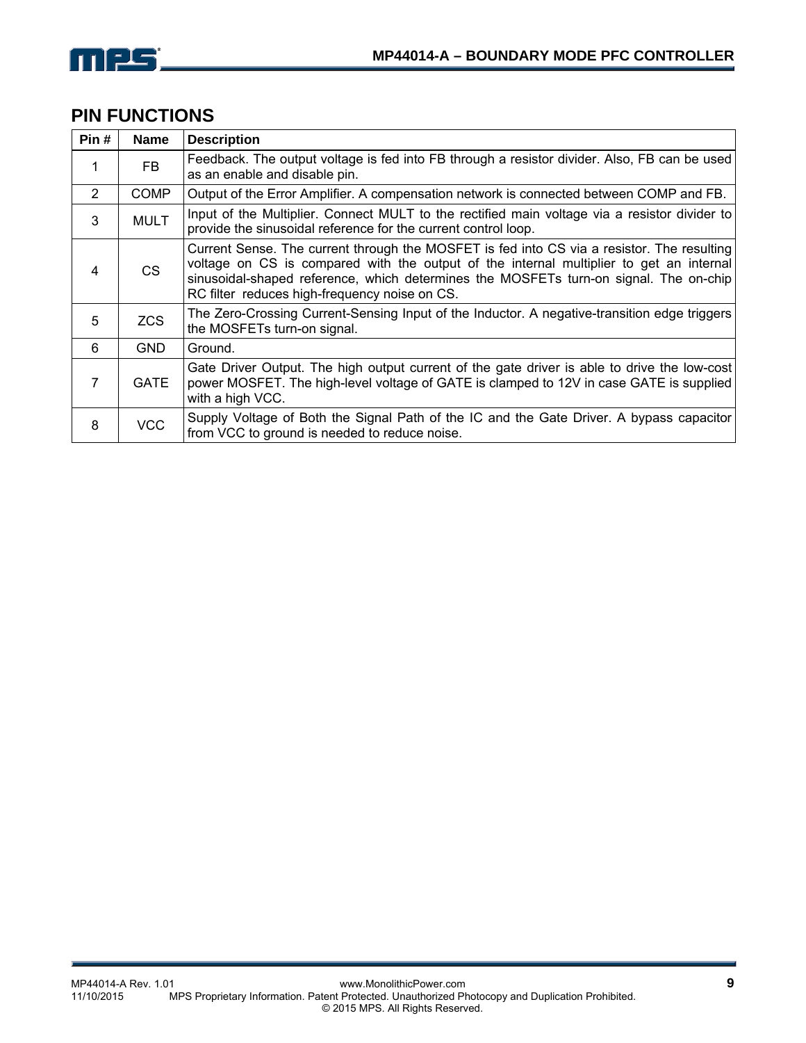## PIN FUNCTIONS

| Pin # | Name | Description |
|---|---|---|
| 1 | FB | Feedback. The output voltage is fed into FB through a resistor divider. Also, FB can be used as an enable and disable pin. |
| 2 | COMP | Output of the Error Amplifier. A compensation network is connected between COMP and FB. |
| 3 | MULT | Input of the Multiplier. Connect MULT to the rectified main voltage via a resistor divider to provide the sinusoidal reference for the current control loop. |
| 4 | CS | Current Sense. The current through the MOSFET is fed into CS via a resistor. The resulting voltage on CS is compared with the output of the internal multiplier to get an internal sinusoidal-shaped reference, which determines the MOSFETs turn-on signal. The on-chip RC filter reduces high-frequency noise on CS. |
| 5 | ZCS | The Zero-Crossing Current-Sensing Input of the Inductor. A negative-transition edge triggers the MOSFETs turn-on signal. |
| 6 | GND | Ground. |
| 7 | GATE | Gate Driver Output. The high output current of the gate driver is able to drive the low-cost power MOSFET. The high-level voltage of GATE is clamped to 12V in case GATE is supplied with a high VCC. |
| 8 | VCC | Supply Voltage of Both the Signal Path of the IC and the Gate Driver. A bypass capacitor from VCC to ground is needed to reduce noise. |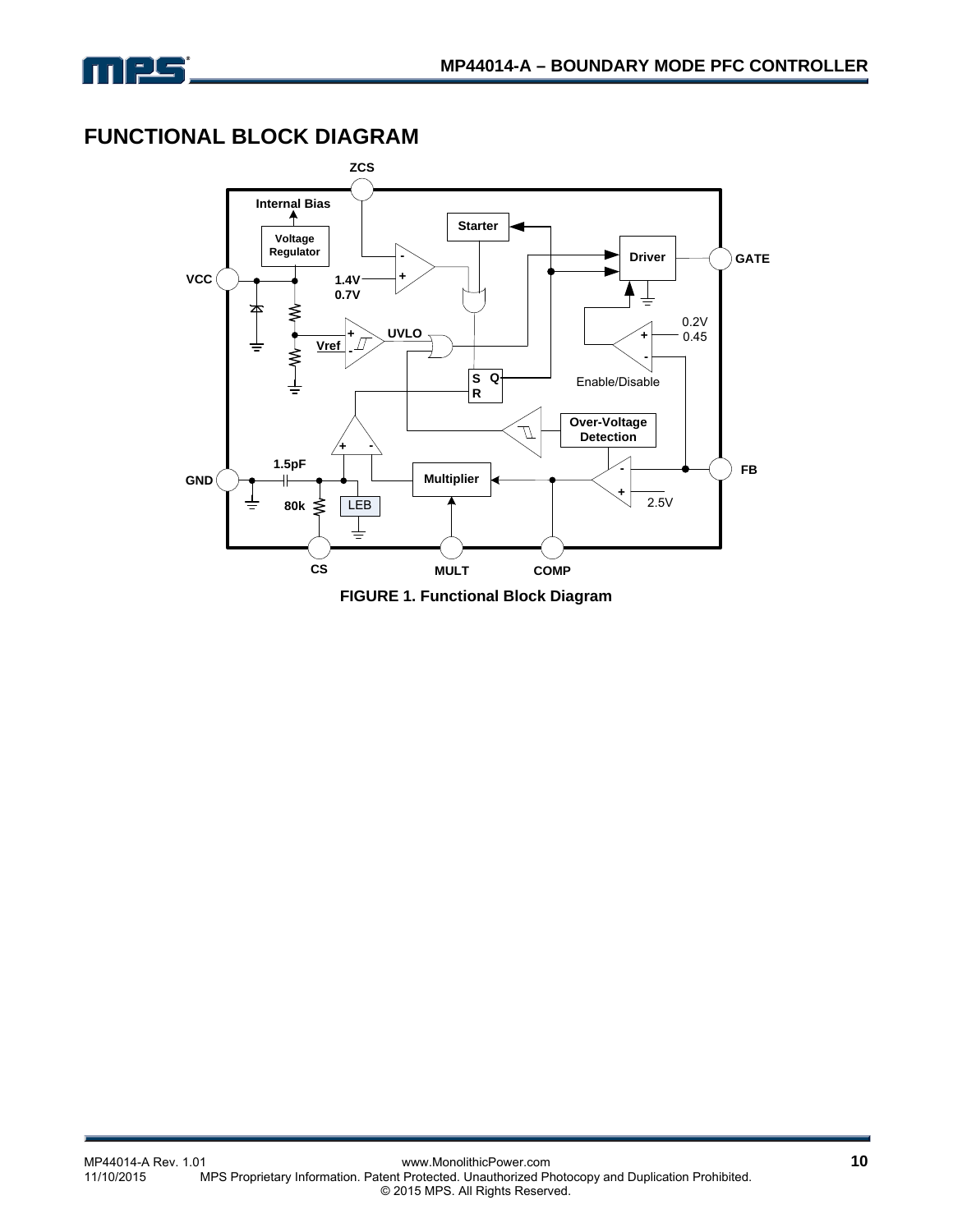## FUNCTIONAL BLOCK DIAGRAM

ZCS

Internal Bias

Voltage Regulator

Starter

Driver

GATE

VCC

1.4V
0.7V

0.2V
0.45

UVLO

Vref

S Q
R

Enable/Disable

Over-Voltage Detection

1.5pF

FB

GND

Multiplier

80k

LEB

2.5V

CS

MULT

COMP

**FIGURE 1. Functional Block Diagram**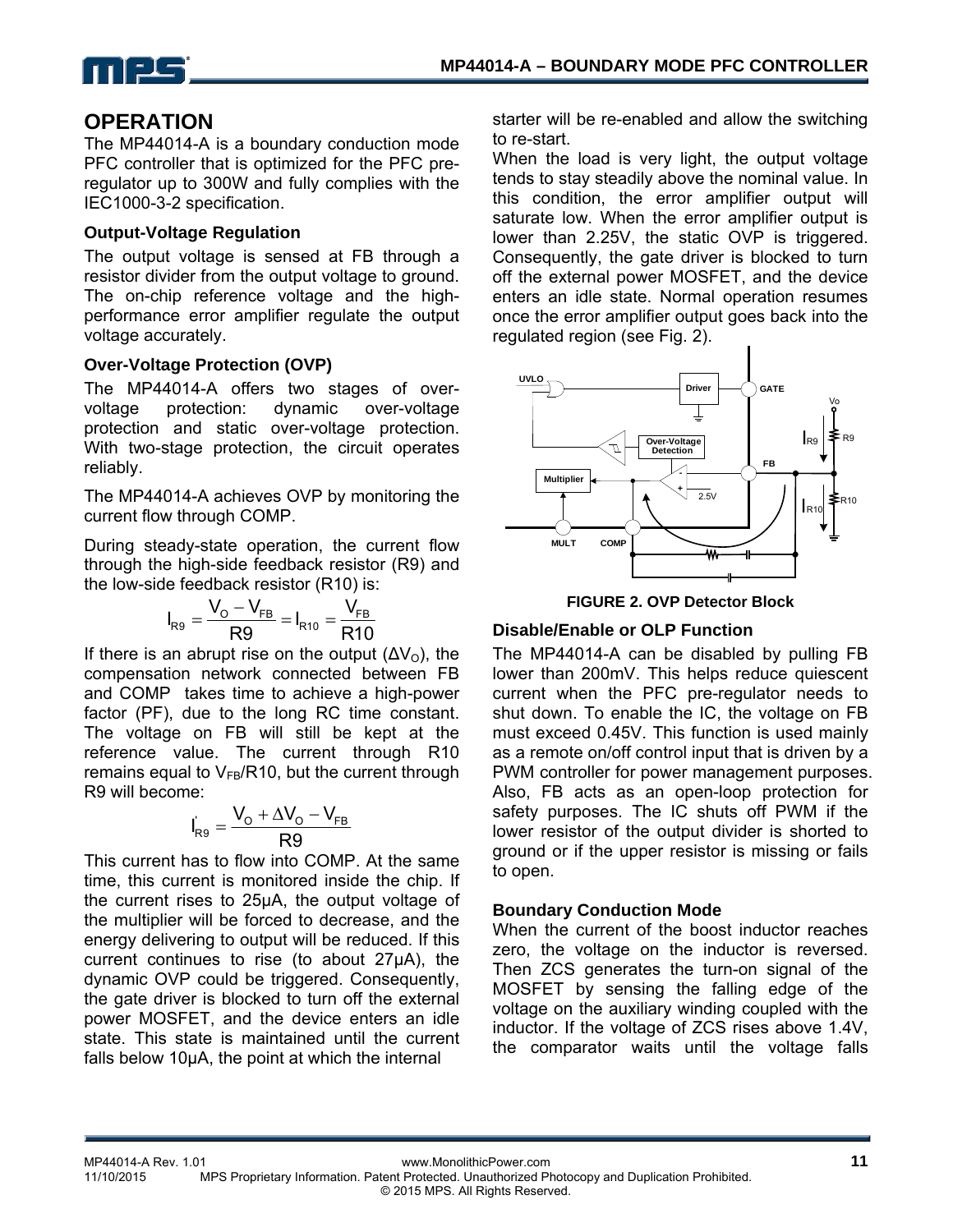## OPERATION

The MP44014-A is a boundary conduction mode PFC controller that is optimized for the PFC pre-regulator up to 300W and fully complies with the IEC1000-3-2 specification.

### Output-Voltage Regulation

The output voltage is sensed at FB through a resistor divider from the output voltage to ground. The on-chip reference voltage and the high-performance error amplifier regulate the output voltage accurately.

### Over-Voltage Protection (OVP)

The MP44014-A offers two stages of over-voltage protection: dynamic over-voltage protection and static over-voltage protection. With two-stage protection, the circuit operates reliably.

The MP44014-A achieves OVP by monitoring the current flow through COMP.

During steady-state operation, the current flow through the high-side feedback resistor (R9) and the low-side feedback resistor (R10) is:

$$I_{R9} = \frac{V_O - V_{FB}}{R9} = I_{R10} = \frac{V_{FB}}{R10}$$

If there is an abrupt rise on the output ($\Delta V_O$), the compensation network connected between FB and COMP takes time to achieve a high-power factor (PF), due to the long RC time constant. The voltage on FB will still be kept at the reference value. The current through R10 remains equal to $V_{FB}$/R10, but the current through R9 will become:

$$I'_{R9} = \frac{V_O + \Delta V_O - V_{FB}}{R9}$$

This current has to flow into COMP. At the same time, this current is monitored inside the chip. If the current rises to 25μA, the output voltage of the multiplier will be forced to decrease, and the energy delivering to output will be reduced. If this current continues to rise (to about 27μA), the dynamic OVP could be triggered. Consequently, the gate driver is blocked to turn off the external power MOSFET, and the device enters an idle state. This state is maintained until the current falls below 10μA, the point at which the internal starter will be re-enabled and allow the switching to re-start.

When the load is very light, the output voltage tends to stay steadily above the nominal value. In this condition, the error amplifier output will saturate low. When the error amplifier output is lower than 2.25V, the static OVP is triggered. Consequently, the gate driver is blocked to turn off the external power MOSFET, and the device enters an idle state. Normal operation resumes once the error amplifier output goes back into the regulated region (see Fig. 2).

UVLO
Driver
GATE
Vo
Over-Voltage Detection
$I_{R9}$
R9
FB
Multiplier
2.5V
$I_{R10}$
R10
MULT
COMP

**FIGURE 2. OVP Detector Block**

### Disable/Enable or OLP Function

The MP44014-A can be disabled by pulling FB lower than 200mV. This helps reduce quiescent current when the PFC pre-regulator needs to shut down. To enable the IC, the voltage on FB must exceed 0.45V. This function is used mainly as a remote on/off control input that is driven by a PWM controller for power management purposes. Also, FB acts as an open-loop protection for safety purposes. The IC shuts off PWM if the lower resistor of the output divider is shorted to ground or if the upper resistor is missing or fails to open.

### Boundary Conduction Mode

When the current of the boost inductor reaches zero, the voltage on the inductor is reversed. Then ZCS generates the turn-on signal of the MOSFET by sensing the falling edge of the voltage on the auxiliary winding coupled with the inductor. If the voltage of ZCS rises above 1.4V, the comparator waits until the voltage falls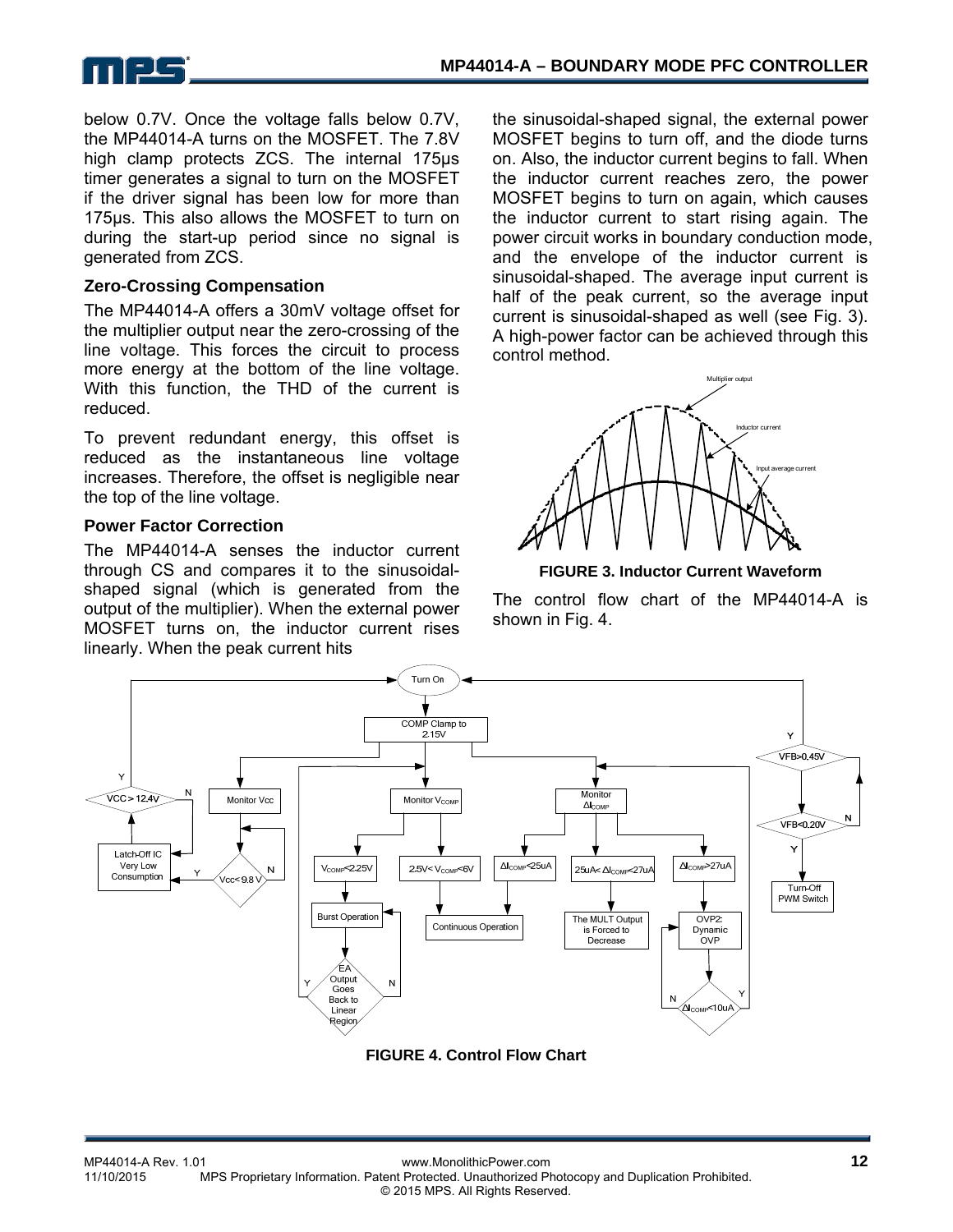below 0.7V. Once the voltage falls below 0.7V, the MP44014-A turns on the MOSFET. The 7.8V high clamp protects ZCS. The internal 175µs timer generates a signal to turn on the MOSFET if the driver signal has been low for more than 175µs. This also allows the MOSFET to turn on during the start-up period since no signal is generated from ZCS.

### Zero-Crossing Compensation

The MP44014-A offers a 30mV voltage offset for the multiplier output near the zero-crossing of the line voltage. This forces the circuit to process more energy at the bottom of the line voltage. With this function, the THD of the current is reduced.

To prevent redundant energy, this offset is reduced as the instantaneous line voltage increases. Therefore, the offset is negligible near the top of the line voltage.

### Power Factor Correction

The MP44014-A senses the inductor current through CS and compares it to the sinusoidal-shaped signal (which is generated from the output of the multiplier). When the external power MOSFET turns on, the inductor current rises linearly. When the peak current hits the sinusoidal-shaped signal, the external power MOSFET begins to turn off, and the diode turns on. Also, the inductor current begins to fall. When the inductor current reaches zero, the power MOSFET begins to turn on again, which causes the inductor current to start rising again. The power circuit works in boundary conduction mode, and the envelope of the inductor current is sinusoidal-shaped. The average input current is half of the peak current, so the average input current is sinusoidal-shaped as well (see Fig. 3). A high-power factor can be achieved through this control method.

Multiplier output

Inductor current

Input average current

**FIGURE 3. Inductor Current Waveform**

The control flow chart of the MP44014-A is shown in Fig. 4.

Turn On

COMP Clamp to 2.15V

VCC > 12.4V

Y

N

Monitor Vcc

Latch-Off IC Very Low Consumption

Vcc< 9.8 V

Monitor $V_{COMP}$

$V_{COMP}$<2.25V

2.5V< $V_{COMP}$<6V

Burst Operation

EA Output Goes Back to Linear Region

Continuous Operation

Monitor $\Delta I_{COMP}$

$\Delta I_{COMP}$<25uA

25uA< $\Delta I_{COMP}$<27uA

$\Delta I_{COMP}$>27uA

The MULT Output is Forced to Decrease

OVP2: Dynamic OVP

$\Delta I_{COMP}$<10uA

VFB>0.45V

VFB<0.20V

Turn-Off PWM Switch

**FIGURE 4. Control Flow Chart**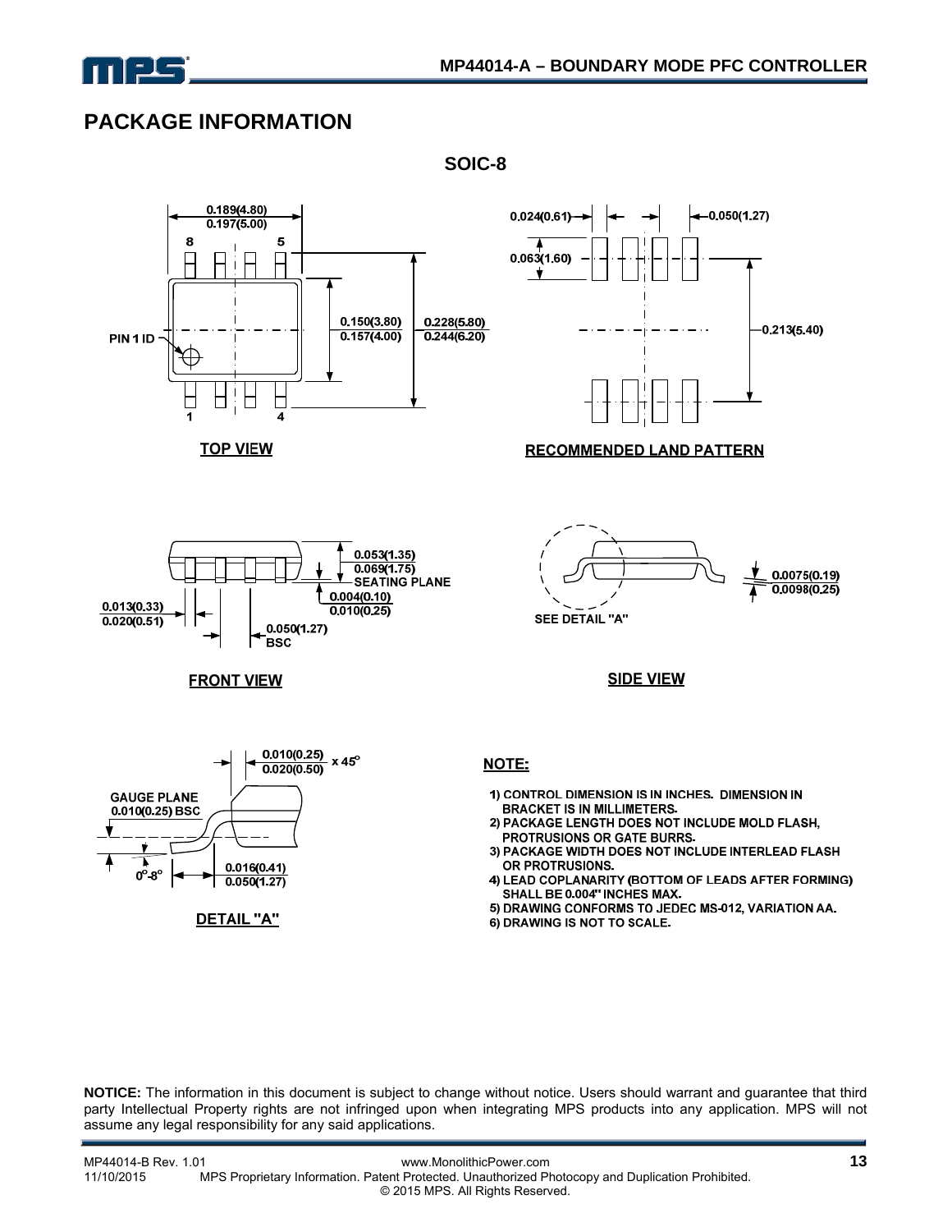## PACKAGE INFORMATION

**SOIC-8**

0.189(4.80)
0.197(5.00)

8 5

PIN 1 ID

0.150(3.80)
0.157(4.00)

0.228(5.80)
0.244(6.20)

1 4

TOP VIEW

0.024(0.61) 0.050(1.27)

0.063(1.60)

0.213(5.40)

RECOMMENDED LAND PATTERN

0.053(1.35)
0.069(1.75)
SEATING PLANE

0.004(0.10)
0.010(0.25)

0.013(0.33)
0.020(0.51)

0.050(1.27)
BSC

FRONT VIEW

0.0075(0.19)
0.0098(0.25)

SEE DETAIL "A"

SIDE VIEW

0.010(0.25)
0.020(0.50) x 45°

GAUGE PLANE
0.010(0.25) BSC

0°-8°

0.016(0.41)
0.050(1.27)

DETAIL "A"

**NOTE:**

1) CONTROL DIMENSION IS IN INCHES. DIMENSION IN BRACKET IS IN MILLIMETERS.
2) PACKAGE LENGTH DOES NOT INCLUDE MOLD FLASH, PROTRUSIONS OR GATE BURRS.
3) PACKAGE WIDTH DOES NOT INCLUDE INTERLEAD FLASH OR PROTRUSIONS.
4) LEAD COPLANARITY (BOTTOM OF LEADS AFTER FORMING) SHALL BE 0.004" INCHES MAX.
5) DRAWING CONFORMS TO JEDEC MS-012, VARIATION AA.
6) DRAWING IS NOT TO SCALE.

**NOTICE:** The information in this document is subject to change without notice. Users should warrant and guarantee that third party Intellectual Property rights are not infringed upon when integrating MPS products into any application. MPS will not assume any legal responsibility for any said applications.